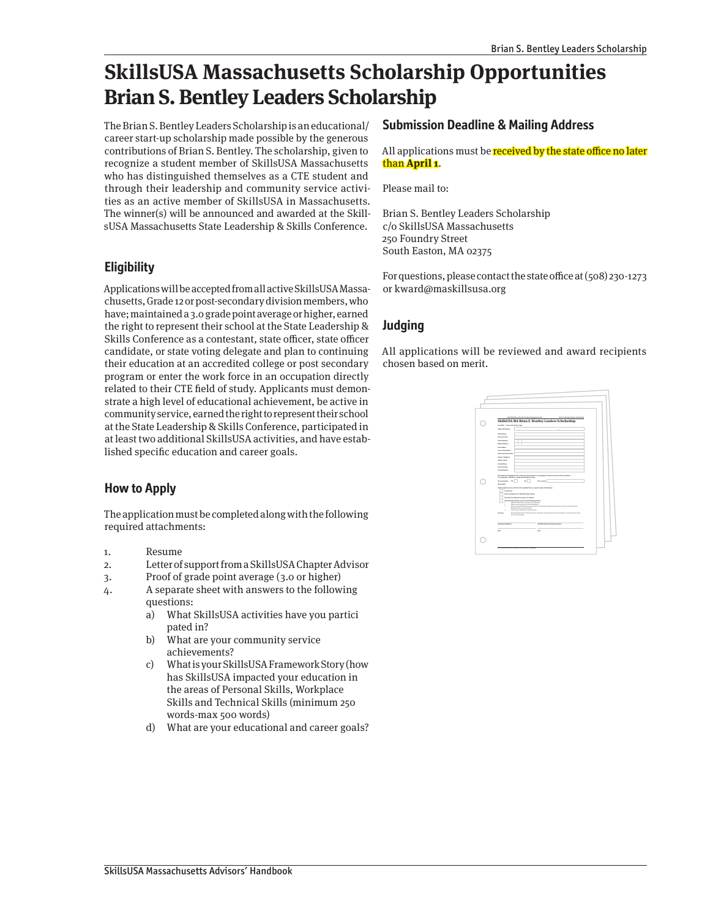# SkillsUSA Massachusetts Scholarship Opportunities
# Brian S. Bentley Leaders Scholarship

The Brian S. Bentley Leaders Scholarship is an educational/career start-up scholarship made possible by the generous contributions of Brian S. Bentley. The scholarship, given to recognize a student member of SkillsUSA Massachusetts who has distinguished themselves as a CTE student and through their leadership and community service activities as an active member of SkillsUSA in Massachusetts. The winner(s) will be announced and awarded at the SkillsUSA Massachusetts State Leadership & Skills Conference.

## Eligibility

Applications will be accepted from all active SkillsUSA Massachusetts, Grade 12 or post-secondary division members, who have; maintained a 3.0 grade point average or higher, earned the right to represent their school at the State Leadership & Skills Conference as a contestant, state officer, state officer candidate, or state voting delegate and plan to continuing their education at an accredited college or post secondary program or enter the work force in an occupation directly related to their CTE field of study. Applicants must demonstrate a high level of educational achievement, be active in community service, earned the right to represent their school at the State Leadership & Skills Conference, participated in at least two additional SkillsUSA activities, and have established specific education and career goals.

## How to Apply

The application must be completed along with the following required attachments:

1. Resume
2. Letter of support from a SkillsUSA Chapter Advisor
3. Proof of grade point average (3.0 or higher)
4. A separate sheet with answers to the following questions:
   a) What SkillsUSA activities have you participated in?
   b) What are your community service achievements?
   c) What is your SkillsUSA Framework Story (how has SkillsUSA impacted your education in the areas of Personal Skills, Workplace Skills and Technical Skills (minimum 250 words-max 500 words)
   d) What are your educational and career goals?

## Submission Deadline & Mailing Address

All applications must be received by the state office no later than **April 1**.

Please mail to:

Brian S. Bentley Leaders Scholarship
c/o SkillsUSA Massachusetts
250 Foundry Street
South Easton, MA 02375

For questions, please contact the state office at (508) 230-1273 or kward@maskillsusa.org

## Judging

All applications will be reviewed and award recipients chosen based on merit.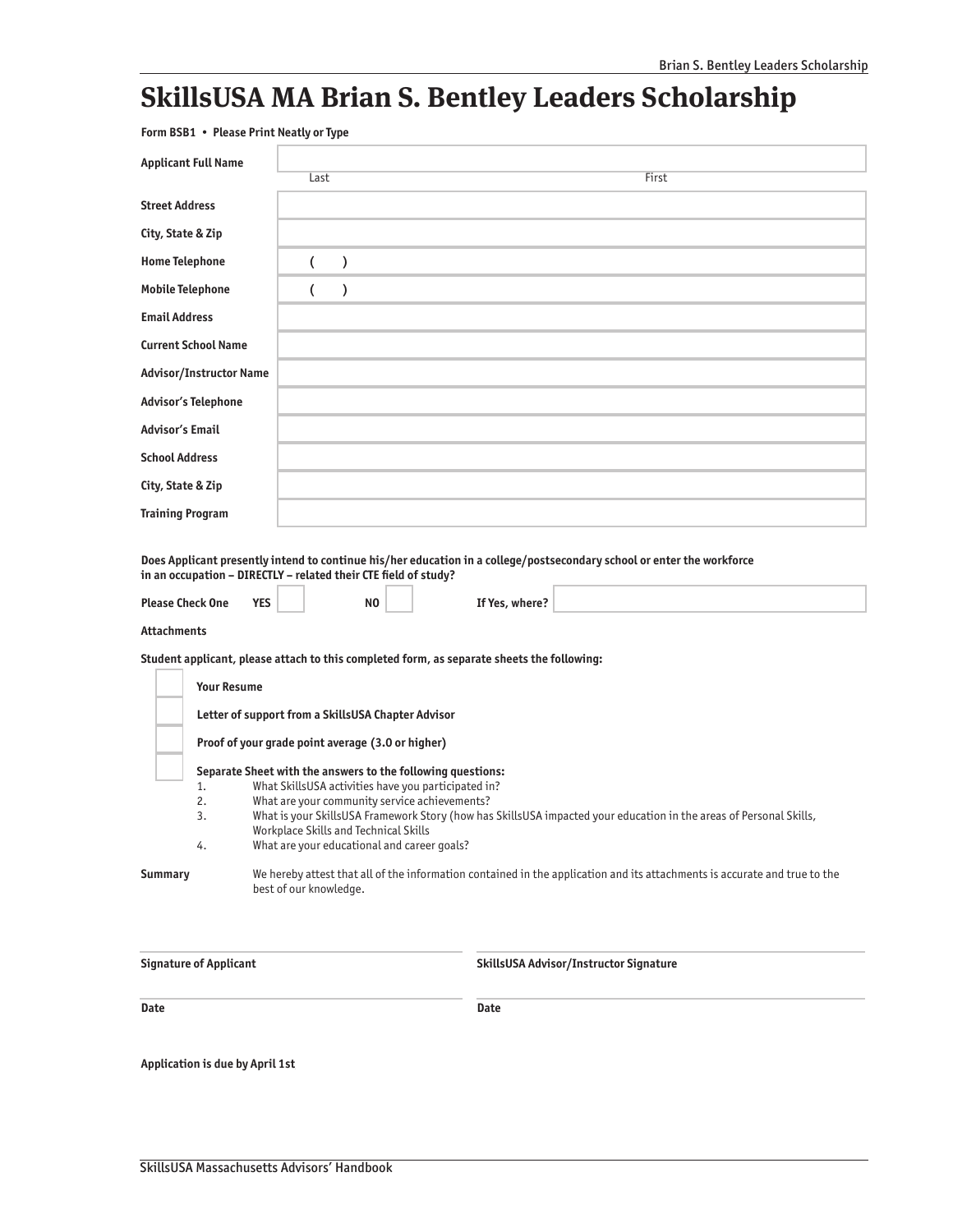# SkillsUSA MA Brian S. Bentley Leaders Scholarship

**Form BSB1 • Please Print Neatly or Type**

| | |
|---|---|
| **Applicant Full Name** | Last First |
| **Street Address** | |
| **City, State & Zip** | |
| **Home Telephone** | ( ) |
| **Mobile Telephone** | ( ) |
| **Email Address** | |
| **Current School Name** | |
| **Advisor/Instructor Name** | |
| **Advisor's Telephone** | |
| **Advisor's Email** | |
| **School Address** | |
| **City, State & Zip** | |
| **Training Program** | |

**Does Applicant presently intend to continue his/her education in a college/postsecondary school or enter the workforce in an occupation – DIRECTLY – related their CTE field of study?**

**Please Check One** **YES** ☐ **NO** ☐ **If Yes, where?** ____________

**Attachments**

**Student applicant, please attach to this completed form, as separate sheets the following:**

- ☐ **Your Resume**
- ☐ **Letter of support from a SkillsUSA Chapter Advisor**
- ☐ **Proof of your grade point average (3.0 or higher)**
- ☐ **Separate Sheet with the answers to the following questions:**
  1. What SkillsUSA activities have you participated in?
  2. What are your community service achievements?
  3. What is your SkillsUSA Framework Story (how has SkillsUSA impacted your education in the areas of Personal Skills, Workplace Skills and Technical Skills
  4. What are your educational and career goals?

**Summary** We hereby attest that all of the information contained in the application and its attachments is accurate and true to the best of our knowledge.

| | |
|---|---|
| **Signature of Applicant** | **SkillsUSA Advisor/Instructor Signature** |
| **Date** | **Date** |

**Application is due by April 1st**